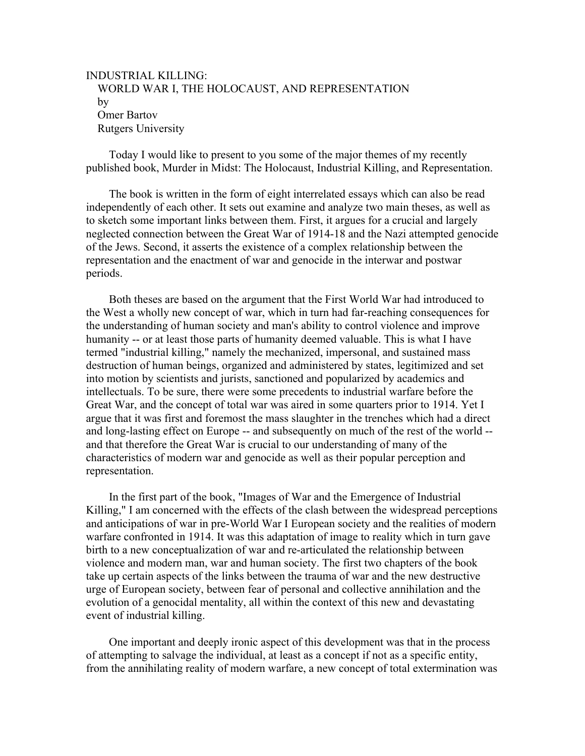# INDUSTRIAL KILLING:
## WORLD WAR I, THE HOLOCAUST, AND REPRESENTATION

by
Omer Bartov
Rutgers University

Today I would like to present to you some of the major themes of my recently published book, Murder in Midst: The Holocaust, Industrial Killing, and Representation.

The book is written in the form of eight interrelated essays which can also be read independently of each other. It sets out examine and analyze two main theses, as well as to sketch some important links between them. First, it argues for a crucial and largely neglected connection between the Great War of 1914-18 and the Nazi attempted genocide of the Jews. Second, it asserts the existence of a complex relationship between the representation and the enactment of war and genocide in the interwar and postwar periods.

Both theses are based on the argument that the First World War had introduced to the West a wholly new concept of war, which in turn had far-reaching consequences for the understanding of human society and man's ability to control violence and improve humanity -- or at least those parts of humanity deemed valuable. This is what I have termed "industrial killing," namely the mechanized, impersonal, and sustained mass destruction of human beings, organized and administered by states, legitimized and set into motion by scientists and jurists, sanctioned and popularized by academics and intellectuals. To be sure, there were some precedents to industrial warfare before the Great War, and the concept of total war was aired in some quarters prior to 1914. Yet I argue that it was first and foremost the mass slaughter in the trenches which had a direct and long-lasting effect on Europe -- and subsequently on much of the rest of the world -- and that therefore the Great War is crucial to our understanding of many of the characteristics of modern war and genocide as well as their popular perception and representation.

In the first part of the book, "Images of War and the Emergence of Industrial Killing," I am concerned with the effects of the clash between the widespread perceptions and anticipations of war in pre-World War I European society and the realities of modern warfare confronted in 1914. It was this adaptation of image to reality which in turn gave birth to a new conceptualization of war and re-articulated the relationship between violence and modern man, war and human society. The first two chapters of the book take up certain aspects of the links between the trauma of war and the new destructive urge of European society, between fear of personal and collective annihilation and the evolution of a genocidal mentality, all within the context of this new and devastating event of industrial killing.

One important and deeply ironic aspect of this development was that in the process of attempting to salvage the individual, at least as a concept if not as a specific entity, from the annihilating reality of modern warfare, a new concept of total extermination was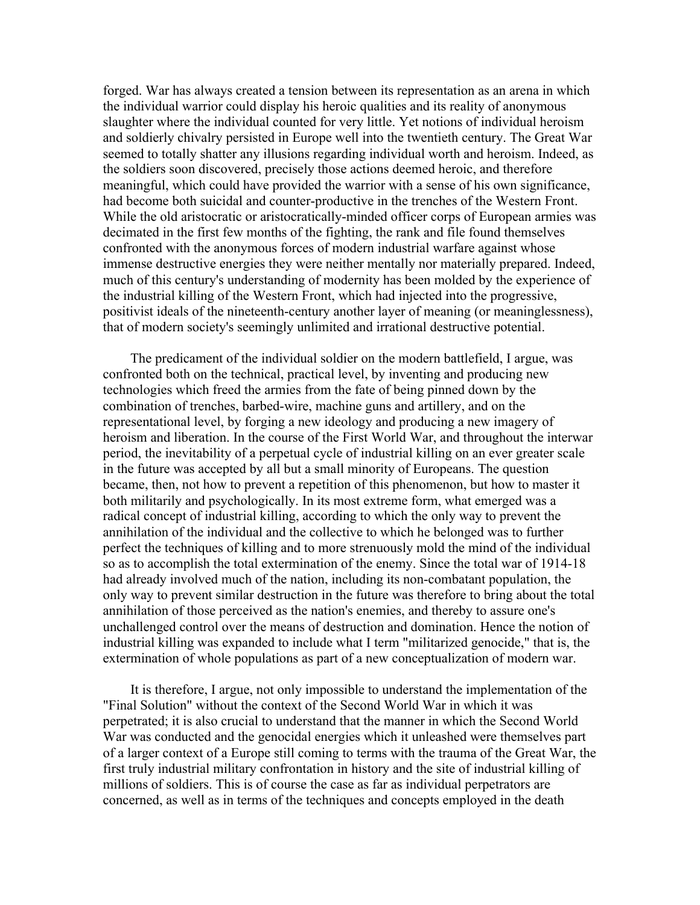forged. War has always created a tension between its representation as an arena in which the individual warrior could display his heroic qualities and its reality of anonymous slaughter where the individual counted for very little. Yet notions of individual heroism and soldierly chivalry persisted in Europe well into the twentieth century. The Great War seemed to totally shatter any illusions regarding individual worth and heroism. Indeed, as the soldiers soon discovered, precisely those actions deemed heroic, and therefore meaningful, which could have provided the warrior with a sense of his own significance, had become both suicidal and counter-productive in the trenches of the Western Front. While the old aristocratic or aristocratically-minded officer corps of European armies was decimated in the first few months of the fighting, the rank and file found themselves confronted with the anonymous forces of modern industrial warfare against whose immense destructive energies they were neither mentally nor materially prepared. Indeed, much of this century's understanding of modernity has been molded by the experience of the industrial killing of the Western Front, which had injected into the progressive, positivist ideals of the nineteenth-century another layer of meaning (or meaninglessness), that of modern society's seemingly unlimited and irrational destructive potential.

The predicament of the individual soldier on the modern battlefield, I argue, was confronted both on the technical, practical level, by inventing and producing new technologies which freed the armies from the fate of being pinned down by the combination of trenches, barbed-wire, machine guns and artillery, and on the representational level, by forging a new ideology and producing a new imagery of heroism and liberation. In the course of the First World War, and throughout the interwar period, the inevitability of a perpetual cycle of industrial killing on an ever greater scale in the future was accepted by all but a small minority of Europeans. The question became, then, not how to prevent a repetition of this phenomenon, but how to master it both militarily and psychologically. In its most extreme form, what emerged was a radical concept of industrial killing, according to which the only way to prevent the annihilation of the individual and the collective to which he belonged was to further perfect the techniques of killing and to more strenuously mold the mind of the individual so as to accomplish the total extermination of the enemy. Since the total war of 1914-18 had already involved much of the nation, including its non-combatant population, the only way to prevent similar destruction in the future was therefore to bring about the total annihilation of those perceived as the nation's enemies, and thereby to assure one's unchallenged control over the means of destruction and domination. Hence the notion of industrial killing was expanded to include what I term "militarized genocide," that is, the extermination of whole populations as part of a new conceptualization of modern war.

It is therefore, I argue, not only impossible to understand the implementation of the "Final Solution" without the context of the Second World War in which it was perpetrated; it is also crucial to understand that the manner in which the Second World War was conducted and the genocidal energies which it unleashed were themselves part of a larger context of a Europe still coming to terms with the trauma of the Great War, the first truly industrial military confrontation in history and the site of industrial killing of millions of soldiers. This is of course the case as far as individual perpetrators are concerned, as well as in terms of the techniques and concepts employed in the death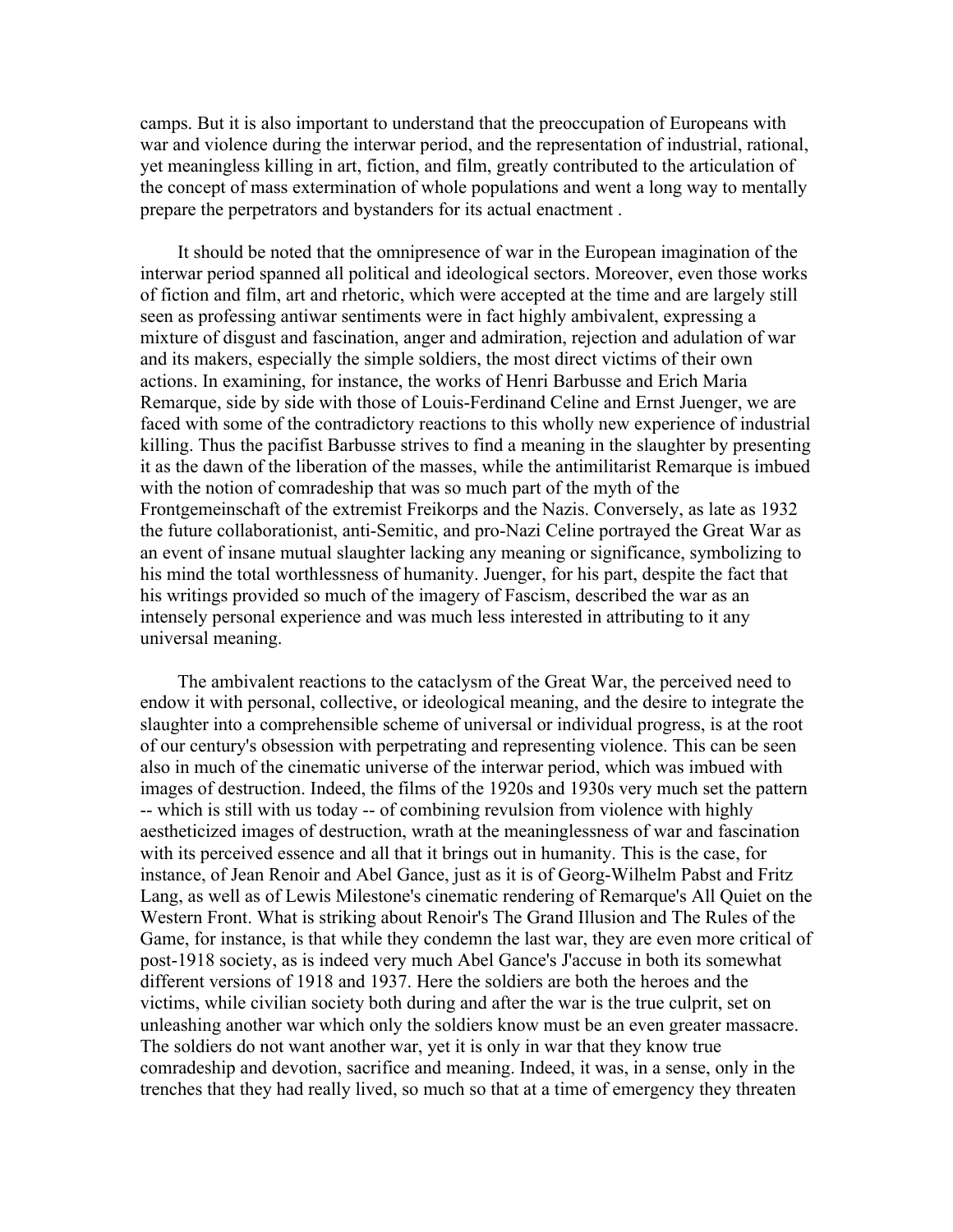camps. But it is also important to understand that the preoccupation of Europeans with war and violence during the interwar period, and the representation of industrial, rational, yet meaningless killing in art, fiction, and film, greatly contributed to the articulation of the concept of mass extermination of whole populations and went a long way to mentally prepare the perpetrators and bystanders for its actual enactment .

It should be noted that the omnipresence of war in the European imagination of the interwar period spanned all political and ideological sectors. Moreover, even those works of fiction and film, art and rhetoric, which were accepted at the time and are largely still seen as professing antiwar sentiments were in fact highly ambivalent, expressing a mixture of disgust and fascination, anger and admiration, rejection and adulation of war and its makers, especially the simple soldiers, the most direct victims of their own actions. In examining, for instance, the works of Henri Barbusse and Erich Maria Remarque, side by side with those of Louis-Ferdinand Celine and Ernst Juenger, we are faced with some of the contradictory reactions to this wholly new experience of industrial killing. Thus the pacifist Barbusse strives to find a meaning in the slaughter by presenting it as the dawn of the liberation of the masses, while the antimilitarist Remarque is imbued with the notion of comradeship that was so much part of the myth of the Frontgemeinschaft of the extremist Freikorps and the Nazis. Conversely, as late as 1932 the future collaborationist, anti-Semitic, and pro-Nazi Celine portrayed the Great War as an event of insane mutual slaughter lacking any meaning or significance, symbolizing to his mind the total worthlessness of humanity. Juenger, for his part, despite the fact that his writings provided so much of the imagery of Fascism, described the war as an intensely personal experience and was much less interested in attributing to it any universal meaning.

The ambivalent reactions to the cataclysm of the Great War, the perceived need to endow it with personal, collective, or ideological meaning, and the desire to integrate the slaughter into a comprehensible scheme of universal or individual progress, is at the root of our century's obsession with perpetrating and representing violence. This can be seen also in much of the cinematic universe of the interwar period, which was imbued with images of destruction. Indeed, the films of the 1920s and 1930s very much set the pattern -- which is still with us today -- of combining revulsion from violence with highly aestheticized images of destruction, wrath at the meaninglessness of war and fascination with its perceived essence and all that it brings out in humanity. This is the case, for instance, of Jean Renoir and Abel Gance, just as it is of Georg-Wilhelm Pabst and Fritz Lang, as well as of Lewis Milestone's cinematic rendering of Remarque's All Quiet on the Western Front. What is striking about Renoir's The Grand Illusion and The Rules of the Game, for instance, is that while they condemn the last war, they are even more critical of post-1918 society, as is indeed very much Abel Gance's J'accuse in both its somewhat different versions of 1918 and 1937. Here the soldiers are both the heroes and the victims, while civilian society both during and after the war is the true culprit, set on unleashing another war which only the soldiers know must be an even greater massacre. The soldiers do not want another war, yet it is only in war that they know true comradeship and devotion, sacrifice and meaning. Indeed, it was, in a sense, only in the trenches that they had really lived, so much so that at a time of emergency they threaten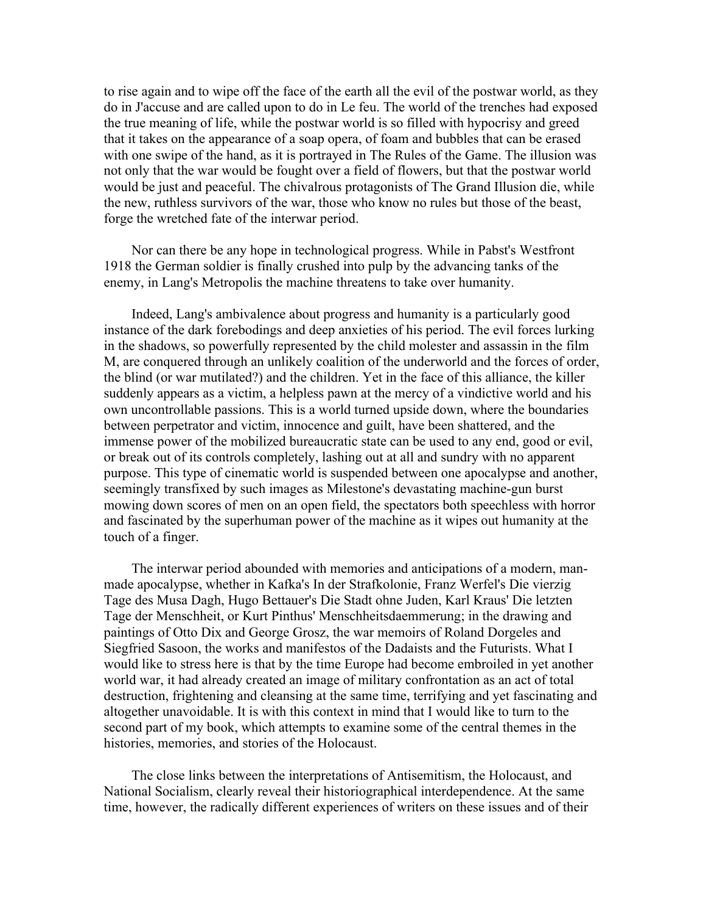to rise again and to wipe off the face of the earth all the evil of the postwar world, as they do in J'accuse and are called upon to do in Le feu. The world of the trenches had exposed the true meaning of life, while the postwar world is so filled with hypocrisy and greed that it takes on the appearance of a soap opera, of foam and bubbles that can be erased with one swipe of the hand, as it is portrayed in The Rules of the Game. The illusion was not only that the war would be fought over a field of flowers, but that the postwar world would be just and peaceful. The chivalrous protagonists of The Grand Illusion die, while the new, ruthless survivors of the war, those who know no rules but those of the beast, forge the wretched fate of the interwar period.

Nor can there be any hope in technological progress. While in Pabst's Westfront 1918 the German soldier is finally crushed into pulp by the advancing tanks of the enemy, in Lang's Metropolis the machine threatens to take over humanity.

Indeed, Lang's ambivalence about progress and humanity is a particularly good instance of the dark forebodings and deep anxieties of his period. The evil forces lurking in the shadows, so powerfully represented by the child molester and assassin in the film M, are conquered through an unlikely coalition of the underworld and the forces of order, the blind (or war mutilated?) and the children. Yet in the face of this alliance, the killer suddenly appears as a victim, a helpless pawn at the mercy of a vindictive world and his own uncontrollable passions. This is a world turned upside down, where the boundaries between perpetrator and victim, innocence and guilt, have been shattered, and the immense power of the mobilized bureaucratic state can be used to any end, good or evil, or break out of its controls completely, lashing out at all and sundry with no apparent purpose. This type of cinematic world is suspended between one apocalypse and another, seemingly transfixed by such images as Milestone's devastating machine-gun burst mowing down scores of men on an open field, the spectators both speechless with horror and fascinated by the superhuman power of the machine as it wipes out humanity at the touch of a finger.

The interwar period abounded with memories and anticipations of a modern, man-made apocalypse, whether in Kafka's In der Strafkolonie, Franz Werfel's Die vierzig Tage des Musa Dagh, Hugo Bettauer's Die Stadt ohne Juden, Karl Kraus' Die letzten Tage der Menschheit, or Kurt Pinthus' Menschheitsdaemmerung; in the drawing and paintings of Otto Dix and George Grosz, the war memoirs of Roland Dorgeles and Siegfried Sasoon, the works and manifestos of the Dadaists and the Futurists. What I would like to stress here is that by the time Europe had become embroiled in yet another world war, it had already created an image of military confrontation as an act of total destruction, frightening and cleansing at the same time, terrifying and yet fascinating and altogether unavoidable. It is with this context in mind that I would like to turn to the second part of my book, which attempts to examine some of the central themes in the histories, memories, and stories of the Holocaust.

The close links between the interpretations of Antisemitism, the Holocaust, and National Socialism, clearly reveal their historiographical interdependence. At the same time, however, the radically different experiences of writers on these issues and of their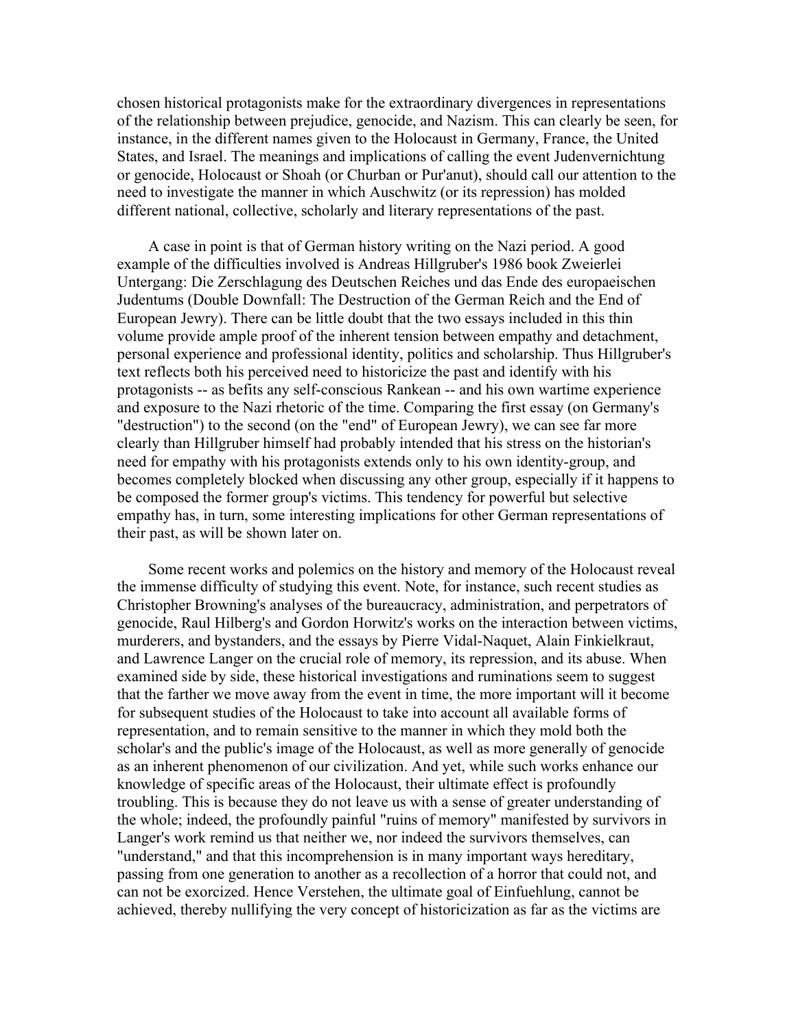chosen historical protagonists make for the extraordinary divergences in representations of the relationship between prejudice, genocide, and Nazism. This can clearly be seen, for instance, in the different names given to the Holocaust in Germany, France, the United States, and Israel. The meanings and implications of calling the event Judenvernichtung or genocide, Holocaust or Shoah (or Churban or Pur'anut), should call our attention to the need to investigate the manner in which Auschwitz (or its repression) has molded different national, collective, scholarly and literary representations of the past.

A case in point is that of German history writing on the Nazi period. A good example of the difficulties involved is Andreas Hillgruber's 1986 book Zweierlei Untergang: Die Zerschlagung des Deutschen Reiches und das Ende des europaeischen Judentums (Double Downfall: The Destruction of the German Reich and the End of European Jewry). There can be little doubt that the two essays included in this thin volume provide ample proof of the inherent tension between empathy and detachment, personal experience and professional identity, politics and scholarship. Thus Hillgruber's text reflects both his perceived need to historicize the past and identify with his protagonists -- as befits any self-conscious Rankean -- and his own wartime experience and exposure to the Nazi rhetoric of the time. Comparing the first essay (on Germany's "destruction") to the second (on the "end" of European Jewry), we can see far more clearly than Hillgruber himself had probably intended that his stress on the historian's need for empathy with his protagonists extends only to his own identity-group, and becomes completely blocked when discussing any other group, especially if it happens to be composed the former group's victims. This tendency for powerful but selective empathy has, in turn, some interesting implications for other German representations of their past, as will be shown later on.

Some recent works and polemics on the history and memory of the Holocaust reveal the immense difficulty of studying this event. Note, for instance, such recent studies as Christopher Browning's analyses of the bureaucracy, administration, and perpetrators of genocide, Raul Hilberg's and Gordon Horwitz's works on the interaction between victims, murderers, and bystanders, and the essays by Pierre Vidal-Naquet, Alain Finkielkraut, and Lawrence Langer on the crucial role of memory, its repression, and its abuse. When examined side by side, these historical investigations and ruminations seem to suggest that the farther we move away from the event in time, the more important will it become for subsequent studies of the Holocaust to take into account all available forms of representation, and to remain sensitive to the manner in which they mold both the scholar's and the public's image of the Holocaust, as well as more generally of genocide as an inherent phenomenon of our civilization. And yet, while such works enhance our knowledge of specific areas of the Holocaust, their ultimate effect is profoundly troubling. This is because they do not leave us with a sense of greater understanding of the whole; indeed, the profoundly painful "ruins of memory" manifested by survivors in Langer's work remind us that neither we, nor indeed the survivors themselves, can "understand," and that this incomprehension is in many important ways hereditary, passing from one generation to another as a recollection of a horror that could not, and can not be exorcized. Hence Verstehen, the ultimate goal of Einfuehlung, cannot be achieved, thereby nullifying the very concept of historicization as far as the victims are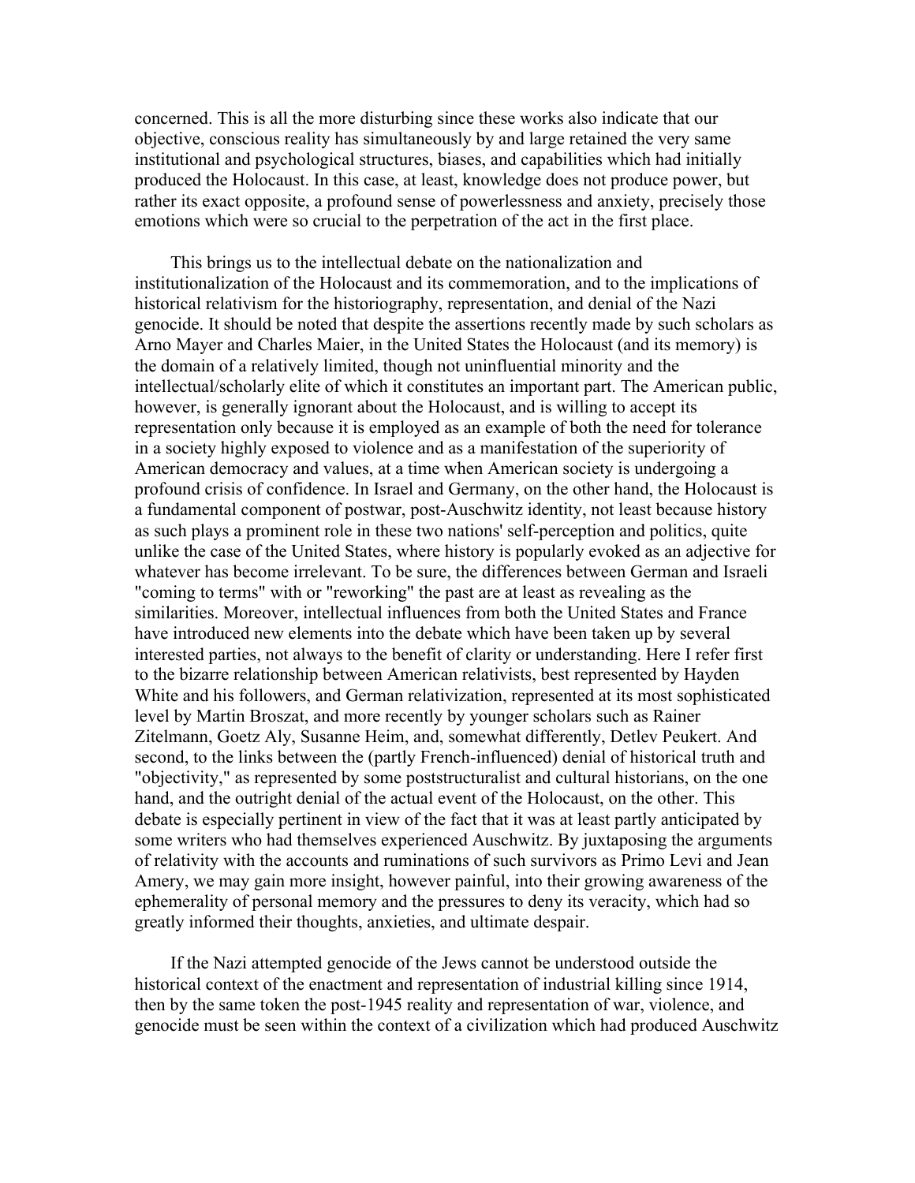concerned. This is all the more disturbing since these works also indicate that our objective, conscious reality has simultaneously by and large retained the very same institutional and psychological structures, biases, and capabilities which had initially produced the Holocaust. In this case, at least, knowledge does not produce power, but rather its exact opposite, a profound sense of powerlessness and anxiety, precisely those emotions which were so crucial to the perpetration of the act in the first place.

This brings us to the intellectual debate on the nationalization and institutionalization of the Holocaust and its commemoration, and to the implications of historical relativism for the historiography, representation, and denial of the Nazi genocide. It should be noted that despite the assertions recently made by such scholars as Arno Mayer and Charles Maier, in the United States the Holocaust (and its memory) is the domain of a relatively limited, though not uninfluential minority and the intellectual/scholarly elite of which it constitutes an important part. The American public, however, is generally ignorant about the Holocaust, and is willing to accept its representation only because it is employed as an example of both the need for tolerance in a society highly exposed to violence and as a manifestation of the superiority of American democracy and values, at a time when American society is undergoing a profound crisis of confidence. In Israel and Germany, on the other hand, the Holocaust is a fundamental component of postwar, post-Auschwitz identity, not least because history as such plays a prominent role in these two nations' self-perception and politics, quite unlike the case of the United States, where history is popularly evoked as an adjective for whatever has become irrelevant. To be sure, the differences between German and Israeli "coming to terms" with or "reworking" the past are at least as revealing as the similarities. Moreover, intellectual influences from both the United States and France have introduced new elements into the debate which have been taken up by several interested parties, not always to the benefit of clarity or understanding. Here I refer first to the bizarre relationship between American relativists, best represented by Hayden White and his followers, and German relativization, represented at its most sophisticated level by Martin Broszat, and more recently by younger scholars such as Rainer Zitelmann, Goetz Aly, Susanne Heim, and, somewhat differently, Detlev Peukert. And second, to the links between the (partly French-influenced) denial of historical truth and "objectivity," as represented by some poststructuralist and cultural historians, on the one hand, and the outright denial of the actual event of the Holocaust, on the other. This debate is especially pertinent in view of the fact that it was at least partly anticipated by some writers who had themselves experienced Auschwitz. By juxtaposing the arguments of relativity with the accounts and ruminations of such survivors as Primo Levi and Jean Amery, we may gain more insight, however painful, into their growing awareness of the ephemerality of personal memory and the pressures to deny its veracity, which had so greatly informed their thoughts, anxieties, and ultimate despair.

If the Nazi attempted genocide of the Jews cannot be understood outside the historical context of the enactment and representation of industrial killing since 1914, then by the same token the post-1945 reality and representation of war, violence, and genocide must be seen within the context of a civilization which had produced Auschwitz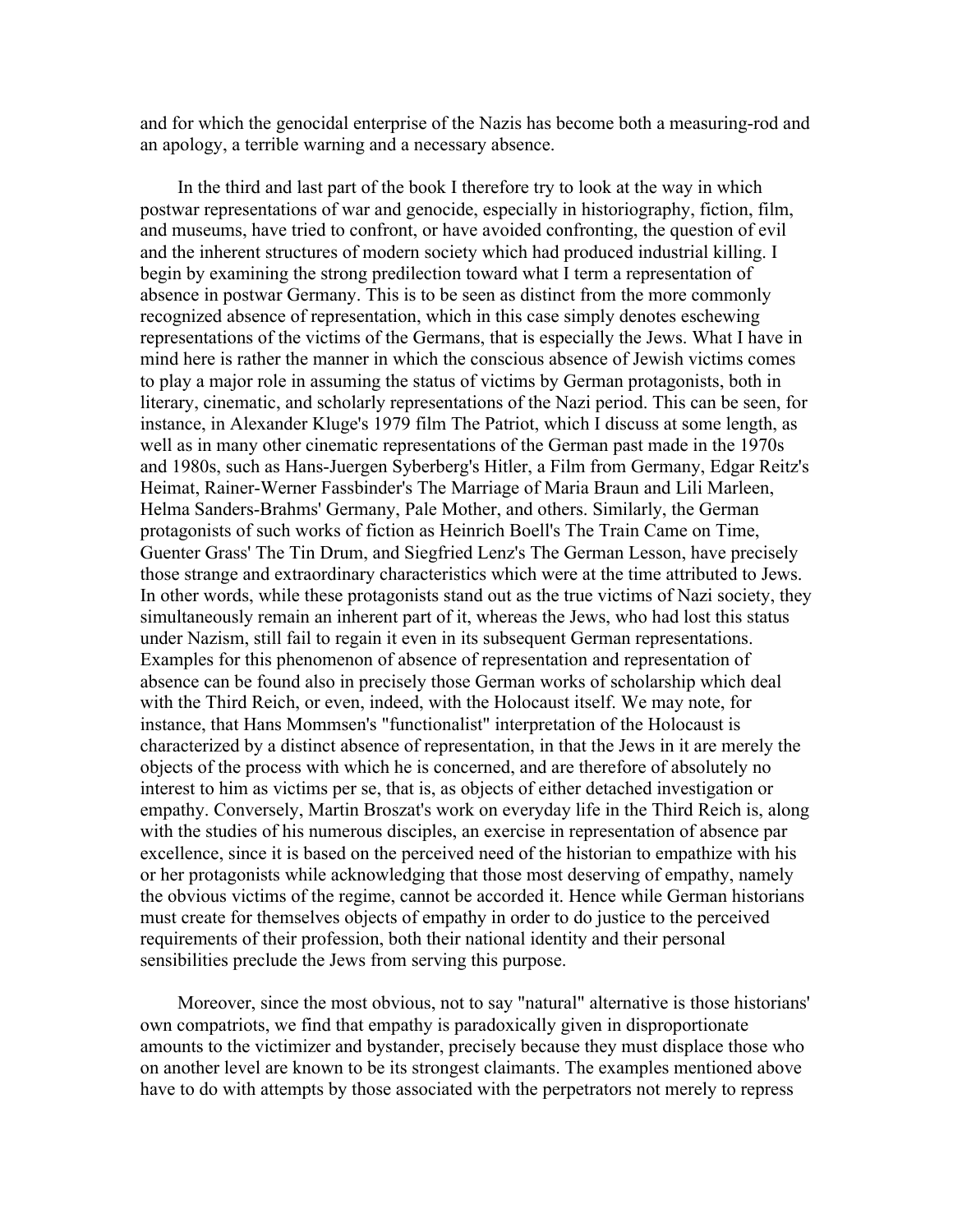and for which the genocidal enterprise of the Nazis has become both a measuring-rod and an apology, a terrible warning and a necessary absence.

In the third and last part of the book I therefore try to look at the way in which postwar representations of war and genocide, especially in historiography, fiction, film, and museums, have tried to confront, or have avoided confronting, the question of evil and the inherent structures of modern society which had produced industrial killing. I begin by examining the strong predilection toward what I term a representation of absence in postwar Germany. This is to be seen as distinct from the more commonly recognized absence of representation, which in this case simply denotes eschewing representations of the victims of the Germans, that is especially the Jews. What I have in mind here is rather the manner in which the conscious absence of Jewish victims comes to play a major role in assuming the status of victims by German protagonists, both in literary, cinematic, and scholarly representations of the Nazi period. This can be seen, for instance, in Alexander Kluge's 1979 film The Patriot, which I discuss at some length, as well as in many other cinematic representations of the German past made in the 1970s and 1980s, such as Hans-Juergen Syberberg's Hitler, a Film from Germany, Edgar Reitz's Heimat, Rainer-Werner Fassbinder's The Marriage of Maria Braun and Lili Marleen, Helma Sanders-Brahms' Germany, Pale Mother, and others. Similarly, the German protagonists of such works of fiction as Heinrich Boell's The Train Came on Time, Guenter Grass' The Tin Drum, and Siegfried Lenz's The German Lesson, have precisely those strange and extraordinary characteristics which were at the time attributed to Jews. In other words, while these protagonists stand out as the true victims of Nazi society, they simultaneously remain an inherent part of it, whereas the Jews, who had lost this status under Nazism, still fail to regain it even in its subsequent German representations. Examples for this phenomenon of absence of representation and representation of absence can be found also in precisely those German works of scholarship which deal with the Third Reich, or even, indeed, with the Holocaust itself. We may note, for instance, that Hans Mommsen's "functionalist" interpretation of the Holocaust is characterized by a distinct absence of representation, in that the Jews in it are merely the objects of the process with which he is concerned, and are therefore of absolutely no interest to him as victims per se, that is, as objects of either detached investigation or empathy. Conversely, Martin Broszat's work on everyday life in the Third Reich is, along with the studies of his numerous disciples, an exercise in representation of absence par excellence, since it is based on the perceived need of the historian to empathize with his or her protagonists while acknowledging that those most deserving of empathy, namely the obvious victims of the regime, cannot be accorded it. Hence while German historians must create for themselves objects of empathy in order to do justice to the perceived requirements of their profession, both their national identity and their personal sensibilities preclude the Jews from serving this purpose.

Moreover, since the most obvious, not to say "natural" alternative is those historians' own compatriots, we find that empathy is paradoxically given in disproportionate amounts to the victimizer and bystander, precisely because they must displace those who on another level are known to be its strongest claimants. The examples mentioned above have to do with attempts by those associated with the perpetrators not merely to repress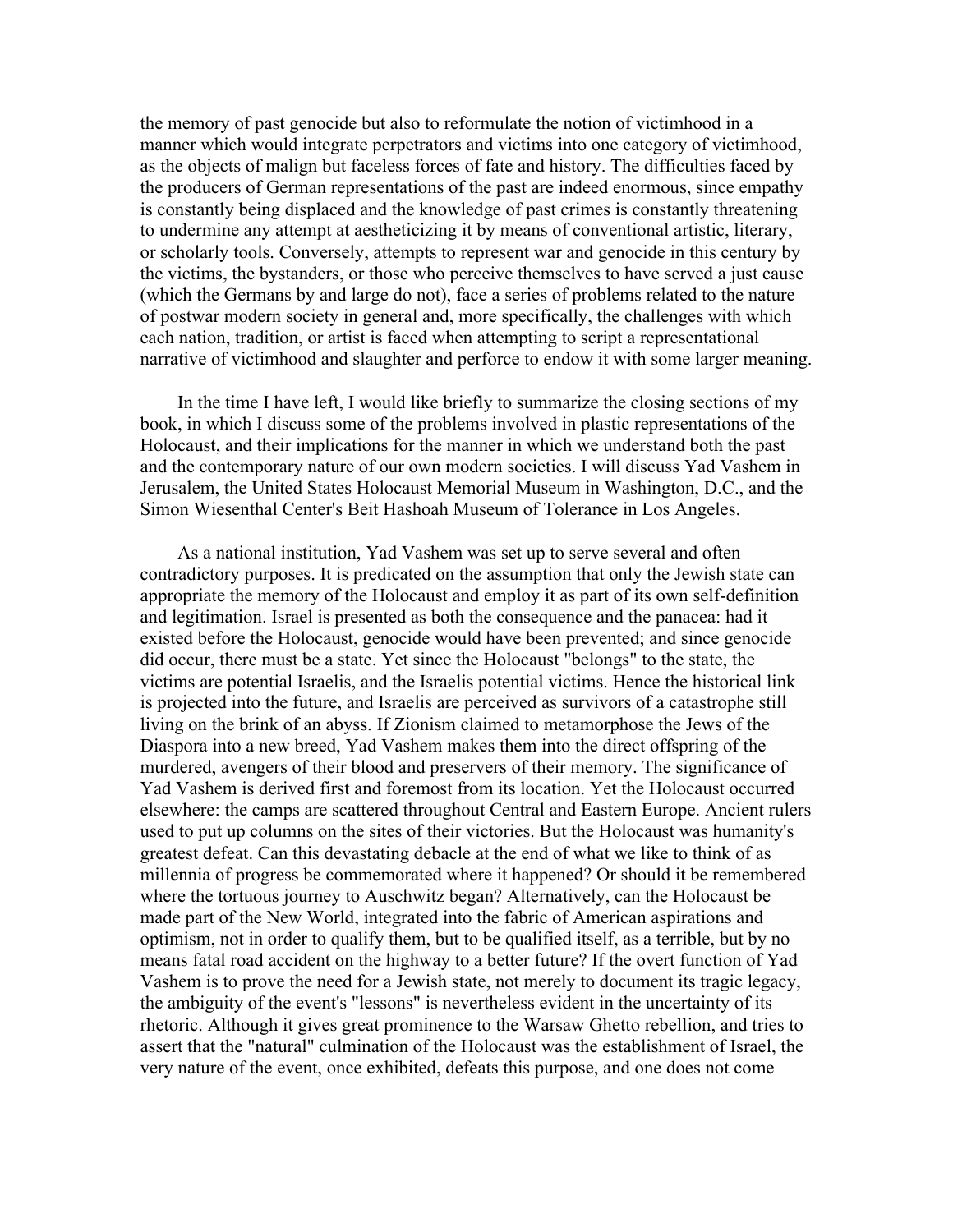the memory of past genocide but also to reformulate the notion of victimhood in a manner which would integrate perpetrators and victims into one category of victimhood, as the objects of malign but faceless forces of fate and history. The difficulties faced by the producers of German representations of the past are indeed enormous, since empathy is constantly being displaced and the knowledge of past crimes is constantly threatening to undermine any attempt at aestheticizing it by means of conventional artistic, literary, or scholarly tools. Conversely, attempts to represent war and genocide in this century by the victims, the bystanders, or those who perceive themselves to have served a just cause (which the Germans by and large do not), face a series of problems related to the nature of postwar modern society in general and, more specifically, the challenges with which each nation, tradition, or artist is faced when attempting to script a representational narrative of victimhood and slaughter and perforce to endow it with some larger meaning.

In the time I have left, I would like briefly to summarize the closing sections of my book, in which I discuss some of the problems involved in plastic representations of the Holocaust, and their implications for the manner in which we understand both the past and the contemporary nature of our own modern societies. I will discuss Yad Vashem in Jerusalem, the United States Holocaust Memorial Museum in Washington, D.C., and the Simon Wiesenthal Center's Beit Hashoah Museum of Tolerance in Los Angeles.

As a national institution, Yad Vashem was set up to serve several and often contradictory purposes. It is predicated on the assumption that only the Jewish state can appropriate the memory of the Holocaust and employ it as part of its own self-definition and legitimation. Israel is presented as both the consequence and the panacea: had it existed before the Holocaust, genocide would have been prevented; and since genocide did occur, there must be a state. Yet since the Holocaust "belongs" to the state, the victims are potential Israelis, and the Israelis potential victims. Hence the historical link is projected into the future, and Israelis are perceived as survivors of a catastrophe still living on the brink of an abyss. If Zionism claimed to metamorphose the Jews of the Diaspora into a new breed, Yad Vashem makes them into the direct offspring of the murdered, avengers of their blood and preservers of their memory. The significance of Yad Vashem is derived first and foremost from its location. Yet the Holocaust occurred elsewhere: the camps are scattered throughout Central and Eastern Europe. Ancient rulers used to put up columns on the sites of their victories. But the Holocaust was humanity's greatest defeat. Can this devastating debacle at the end of what we like to think of as millennia of progress be commemorated where it happened? Or should it be remembered where the tortuous journey to Auschwitz began? Alternatively, can the Holocaust be made part of the New World, integrated into the fabric of American aspirations and optimism, not in order to qualify them, but to be qualified itself, as a terrible, but by no means fatal road accident on the highway to a better future? If the overt function of Yad Vashem is to prove the need for a Jewish state, not merely to document its tragic legacy, the ambiguity of the event's "lessons" is nevertheless evident in the uncertainty of its rhetoric. Although it gives great prominence to the Warsaw Ghetto rebellion, and tries to assert that the "natural" culmination of the Holocaust was the establishment of Israel, the very nature of the event, once exhibited, defeats this purpose, and one does not come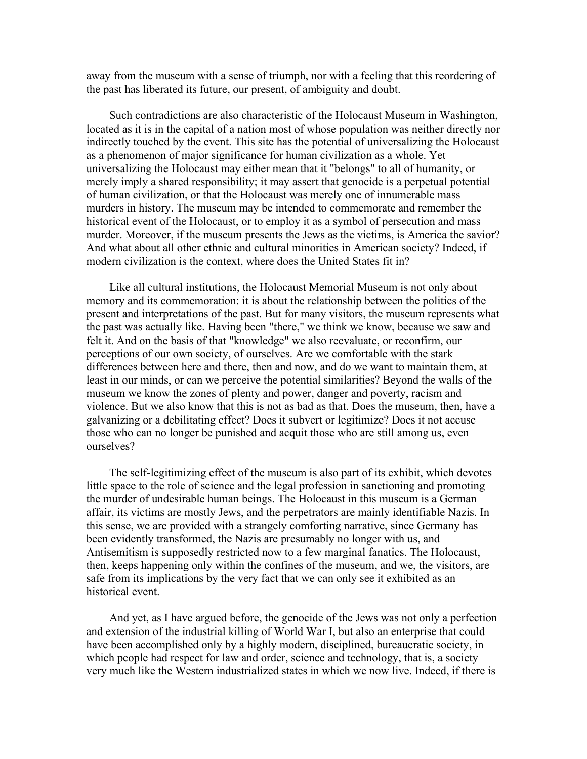away from the museum with a sense of triumph, nor with a feeling that this reordering of the past has liberated its future, our present, of ambiguity and doubt.

Such contradictions are also characteristic of the Holocaust Museum in Washington, located as it is in the capital of a nation most of whose population was neither directly nor indirectly touched by the event. This site has the potential of universalizing the Holocaust as a phenomenon of major significance for human civilization as a whole. Yet universalizing the Holocaust may either mean that it "belongs" to all of humanity, or merely imply a shared responsibility; it may assert that genocide is a perpetual potential of human civilization, or that the Holocaust was merely one of innumerable mass murders in history. The museum may be intended to commemorate and remember the historical event of the Holocaust, or to employ it as a symbol of persecution and mass murder. Moreover, if the museum presents the Jews as the victims, is America the savior? And what about all other ethnic and cultural minorities in American society? Indeed, if modern civilization is the context, where does the United States fit in?

Like all cultural institutions, the Holocaust Memorial Museum is not only about memory and its commemoration: it is about the relationship between the politics of the present and interpretations of the past. But for many visitors, the museum represents what the past was actually like. Having been "there," we think we know, because we saw and felt it. And on the basis of that "knowledge" we also reevaluate, or reconfirm, our perceptions of our own society, of ourselves. Are we comfortable with the stark differences between here and there, then and now, and do we want to maintain them, at least in our minds, or can we perceive the potential similarities? Beyond the walls of the museum we know the zones of plenty and power, danger and poverty, racism and violence. But we also know that this is not as bad as that. Does the museum, then, have a galvanizing or a debilitating effect? Does it subvert or legitimize? Does it not accuse those who can no longer be punished and acquit those who are still among us, even ourselves?

The self-legitimizing effect of the museum is also part of its exhibit, which devotes little space to the role of science and the legal profession in sanctioning and promoting the murder of undesirable human beings. The Holocaust in this museum is a German affair, its victims are mostly Jews, and the perpetrators are mainly identifiable Nazis. In this sense, we are provided with a strangely comforting narrative, since Germany has been evidently transformed, the Nazis are presumably no longer with us, and Antisemitism is supposedly restricted now to a few marginal fanatics. The Holocaust, then, keeps happening only within the confines of the museum, and we, the visitors, are safe from its implications by the very fact that we can only see it exhibited as an historical event.

And yet, as I have argued before, the genocide of the Jews was not only a perfection and extension of the industrial killing of World War I, but also an enterprise that could have been accomplished only by a highly modern, disciplined, bureaucratic society, in which people had respect for law and order, science and technology, that is, a society very much like the Western industrialized states in which we now live. Indeed, if there is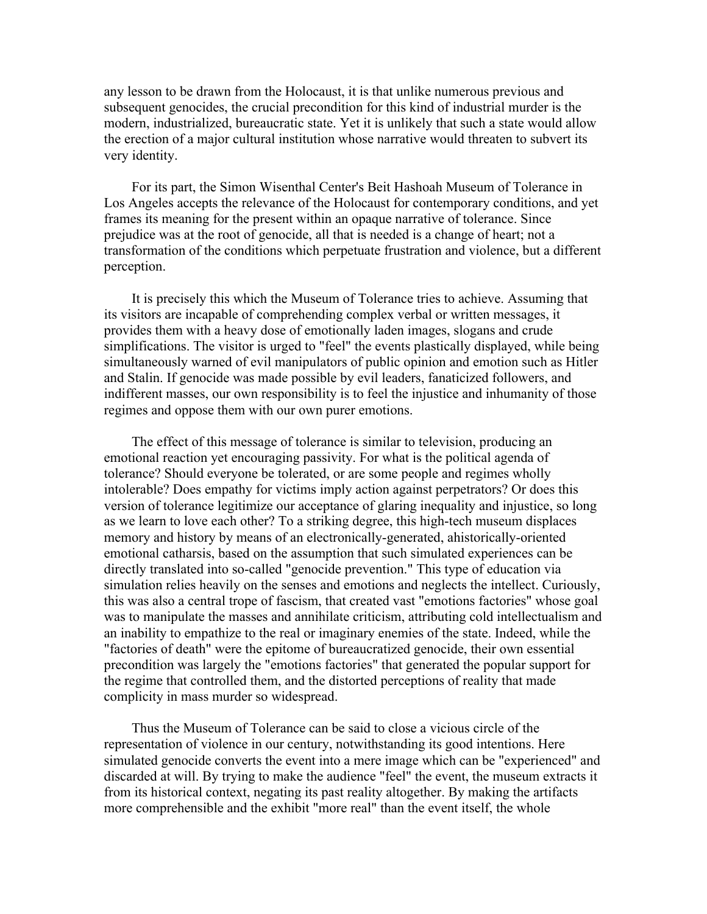any lesson to be drawn from the Holocaust, it is that unlike numerous previous and subsequent genocides, the crucial precondition for this kind of industrial murder is the modern, industrialized, bureaucratic state. Yet it is unlikely that such a state would allow the erection of a major cultural institution whose narrative would threaten to subvert its very identity.

For its part, the Simon Wisenthal Center's Beit Hashoah Museum of Tolerance in Los Angeles accepts the relevance of the Holocaust for contemporary conditions, and yet frames its meaning for the present within an opaque narrative of tolerance. Since prejudice was at the root of genocide, all that is needed is a change of heart; not a transformation of the conditions which perpetuate frustration and violence, but a different perception.

It is precisely this which the Museum of Tolerance tries to achieve. Assuming that its visitors are incapable of comprehending complex verbal or written messages, it provides them with a heavy dose of emotionally laden images, slogans and crude simplifications. The visitor is urged to "feel" the events plastically displayed, while being simultaneously warned of evil manipulators of public opinion and emotion such as Hitler and Stalin. If genocide was made possible by evil leaders, fanaticized followers, and indifferent masses, our own responsibility is to feel the injustice and inhumanity of those regimes and oppose them with our own purer emotions.

The effect of this message of tolerance is similar to television, producing an emotional reaction yet encouraging passivity. For what is the political agenda of tolerance? Should everyone be tolerated, or are some people and regimes wholly intolerable? Does empathy for victims imply action against perpetrators? Or does this version of tolerance legitimize our acceptance of glaring inequality and injustice, so long as we learn to love each other? To a striking degree, this high-tech museum displaces memory and history by means of an electronically-generated, ahistorically-oriented emotional catharsis, based on the assumption that such simulated experiences can be directly translated into so-called "genocide prevention." This type of education via simulation relies heavily on the senses and emotions and neglects the intellect. Curiously, this was also a central trope of fascism, that created vast "emotions factories" whose goal was to manipulate the masses and annihilate criticism, attributing cold intellectualism and an inability to empathize to the real or imaginary enemies of the state. Indeed, while the "factories of death" were the epitome of bureaucratized genocide, their own essential precondition was largely the "emotions factories" that generated the popular support for the regime that controlled them, and the distorted perceptions of reality that made complicity in mass murder so widespread.

Thus the Museum of Tolerance can be said to close a vicious circle of the representation of violence in our century, notwithstanding its good intentions. Here simulated genocide converts the event into a mere image which can be "experienced" and discarded at will. By trying to make the audience "feel" the event, the museum extracts it from its historical context, negating its past reality altogether. By making the artifacts more comprehensible and the exhibit "more real" than the event itself, the whole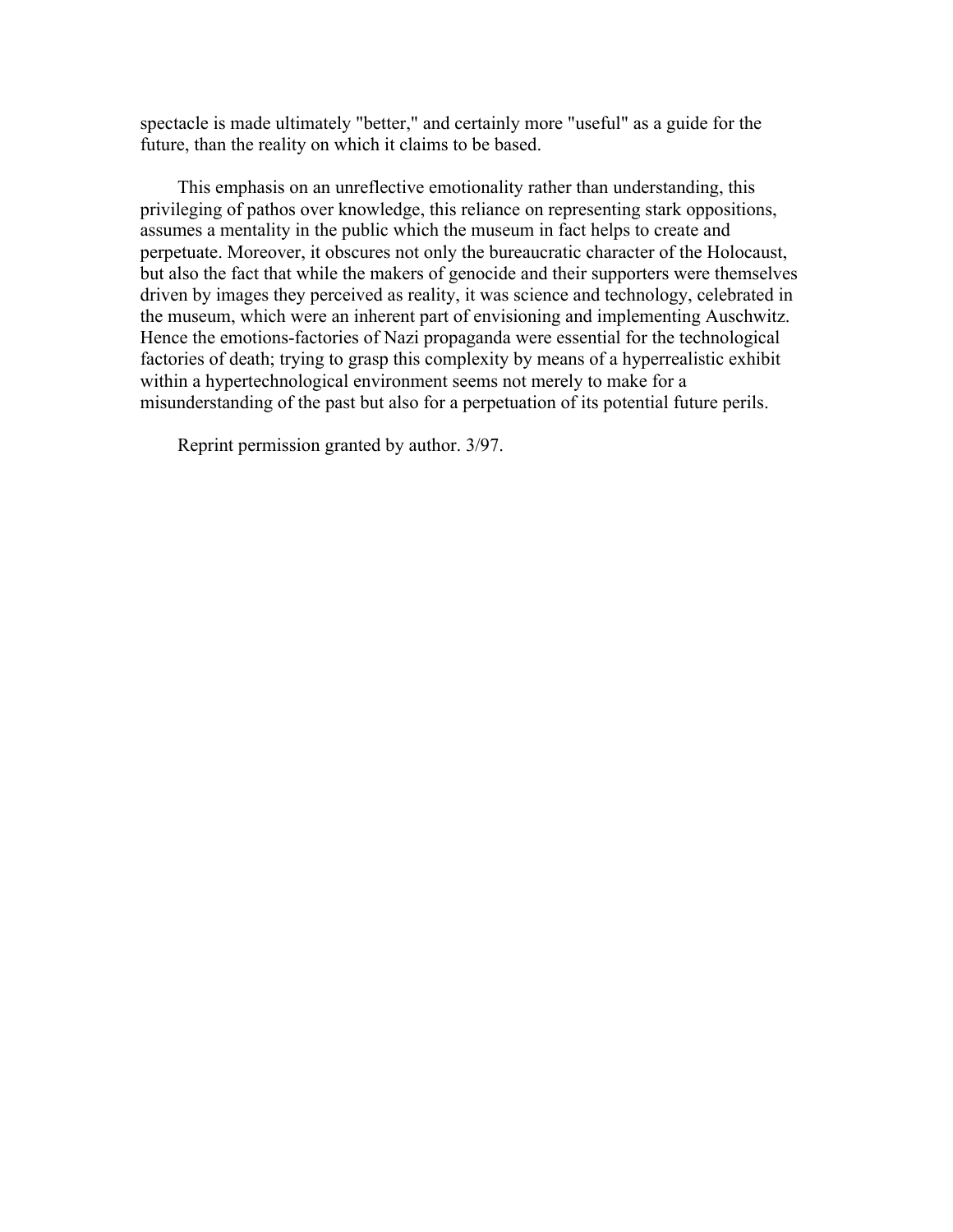spectacle is made ultimately "better," and certainly more "useful" as a guide for the future, than the reality on which it claims to be based.

This emphasis on an unreflective emotionality rather than understanding, this privileging of pathos over knowledge, this reliance on representing stark oppositions, assumes a mentality in the public which the museum in fact helps to create and perpetuate. Moreover, it obscures not only the bureaucratic character of the Holocaust, but also the fact that while the makers of genocide and their supporters were themselves driven by images they perceived as reality, it was science and technology, celebrated in the museum, which were an inherent part of envisioning and implementing Auschwitz. Hence the emotions-factories of Nazi propaganda were essential for the technological factories of death; trying to grasp this complexity by means of a hyperrealistic exhibit within a hypertechnological environment seems not merely to make for a misunderstanding of the past but also for a perpetuation of its potential future perils.

Reprint permission granted by author. 3/97.